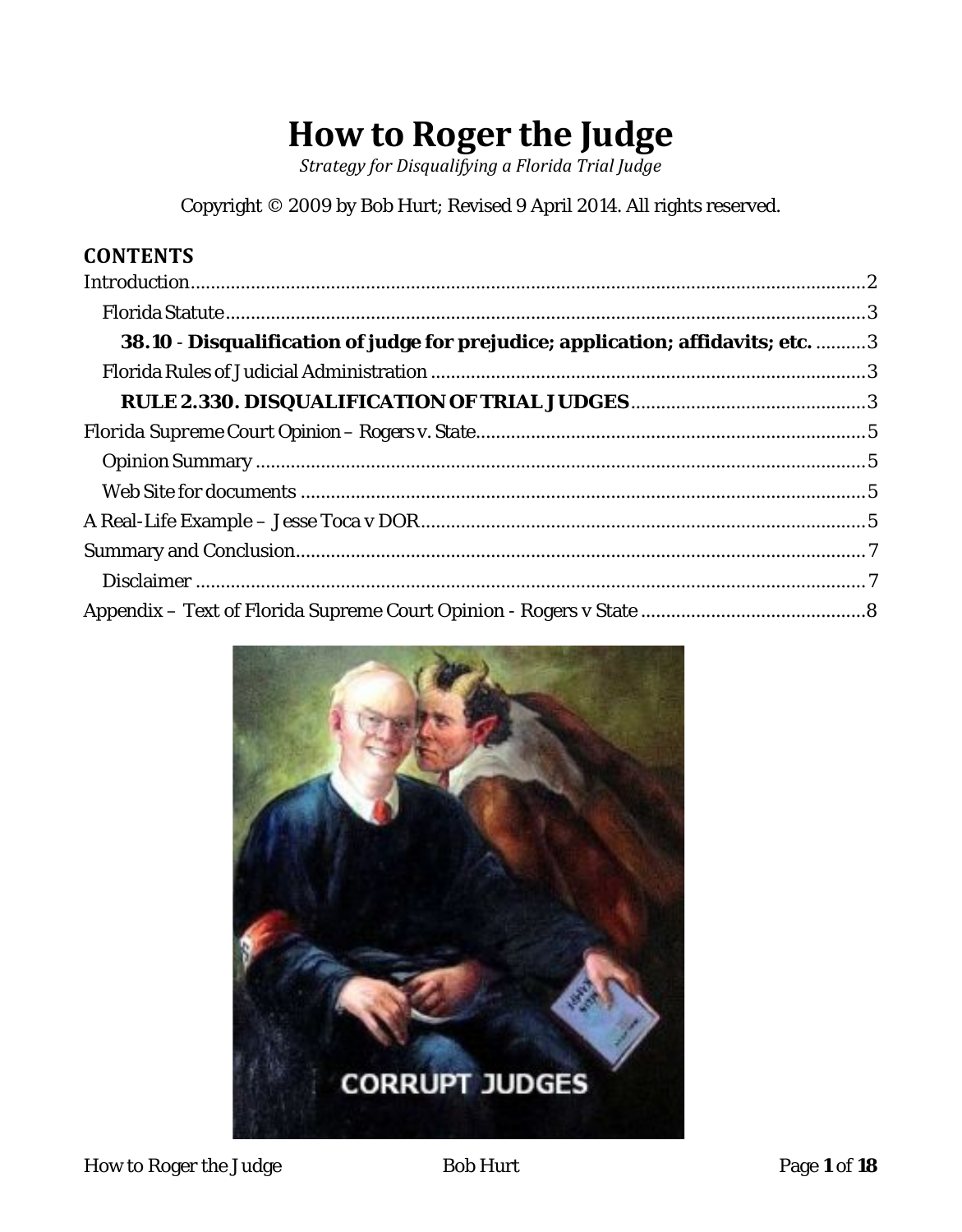# How to Roger the Judge

*Strategy for Disqualifying a Florida Trial Judge*

Copyright © 2009 by Bob Hurt; Revised 9 April 2014. All rights reserved.

## CONTENTS

Introduction........................................................................................................................2
  Florida Statute....................................................................................................................3
    **38.10 - Disqualification of judge for prejudice; application; affidavits; etc.** ..........3
  Florida Rules of Judicial Administration ............................................................................3
    **RULE 2.330. DISQUALIFICATION OF TRIAL JUDGES**..............................................3
Florida Supreme Court Opinion – Rogers v. State..............................................................5
  Opinion Summary ..............................................................................................................5
  Web Site for documents .....................................................................................................5
A Real-Life Example – Jesse Toca v DOR..........................................................................5
Summary and Conclusion....................................................................................................7
  Disclaimer ..........................................................................................................................7
Appendix – Text of Florida Supreme Court Opinion - Rogers v State ...............................8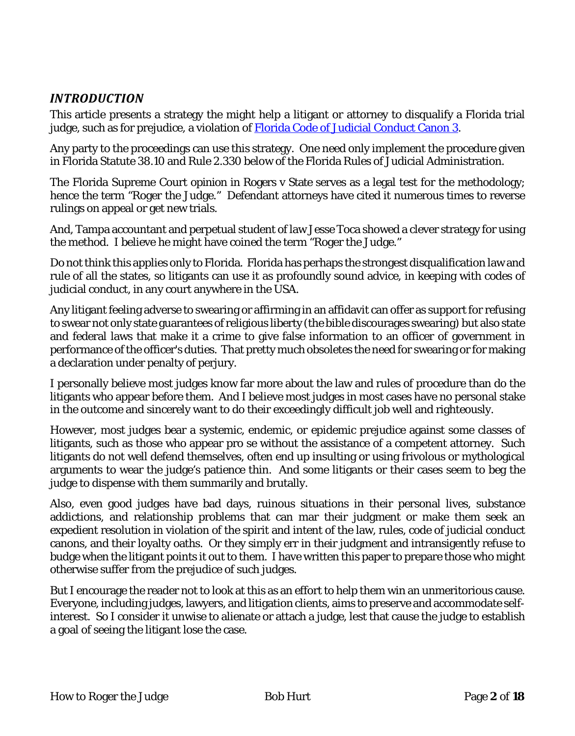## *INTRODUCTION*

This article presents a strategy the might help a litigant or attorney to disqualify a Florida trial judge, such as for prejudice, a violation of [Florida Code of Judicial Conduct Canon 3](#).

Any party to the proceedings can use this strategy. One need only implement the procedure given in Florida Statute 38.10 and Rule 2.330 below of the Florida Rules of Judicial Administration.

The Florida Supreme Court opinion in Rogers v State serves as a legal test for the methodology; hence the term "Roger the Judge." Defendant attorneys have cited it numerous times to reverse rulings on appeal or get new trials.

And, Tampa accountant and perpetual student of law Jesse Toca showed a clever strategy for using the method. I believe he might have coined the term "Roger the Judge."

Do not think this applies only to Florida. Florida has perhaps the strongest disqualification law and rule of all the states, so litigants can use it as profoundly sound advice, in keeping with codes of judicial conduct, in any court anywhere in the USA.

Any litigant feeling adverse to swearing or affirming in an affidavit can offer as support for refusing to swear not only state guarantees of religious liberty (the bible discourages swearing) but also state and federal laws that make it a crime to give false information to an officer of government in performance of the officer's duties. That pretty much obsoletes the need for swearing or for making a declaration under penalty of perjury.

I personally believe most judges know far more about the law and rules of procedure than do the litigants who appear before them. And I believe most judges in most cases have no personal stake in the outcome and sincerely want to do their exceedingly difficult job well and righteously.

However, most judges bear a systemic, endemic, or epidemic prejudice against some classes of litigants, such as those who appear pro se without the assistance of a competent attorney. Such litigants do not well defend themselves, often end up insulting or using frivolous or mythological arguments to wear the judge's patience thin. And some litigants or their cases seem to beg the judge to dispense with them summarily and brutally.

Also, even good judges have bad days, ruinous situations in their personal lives, substance addictions, and relationship problems that can mar their judgment or make them seek an expedient resolution in violation of the spirit and intent of the law, rules, code of judicial conduct canons, and their loyalty oaths. Or they simply err in their judgment and intransigently refuse to budge when the litigant points it out to them. I have written this paper to prepare those who might otherwise suffer from the prejudice of such judges.

But I encourage the reader not to look at this as an effort to help them win an unmeritorious cause. Everyone, including judges, lawyers, and litigation clients, aims to preserve and accommodate self-interest. So I consider it unwise to alienate or attach a judge, lest that cause the judge to establish a goal of seeing the litigant lose the case.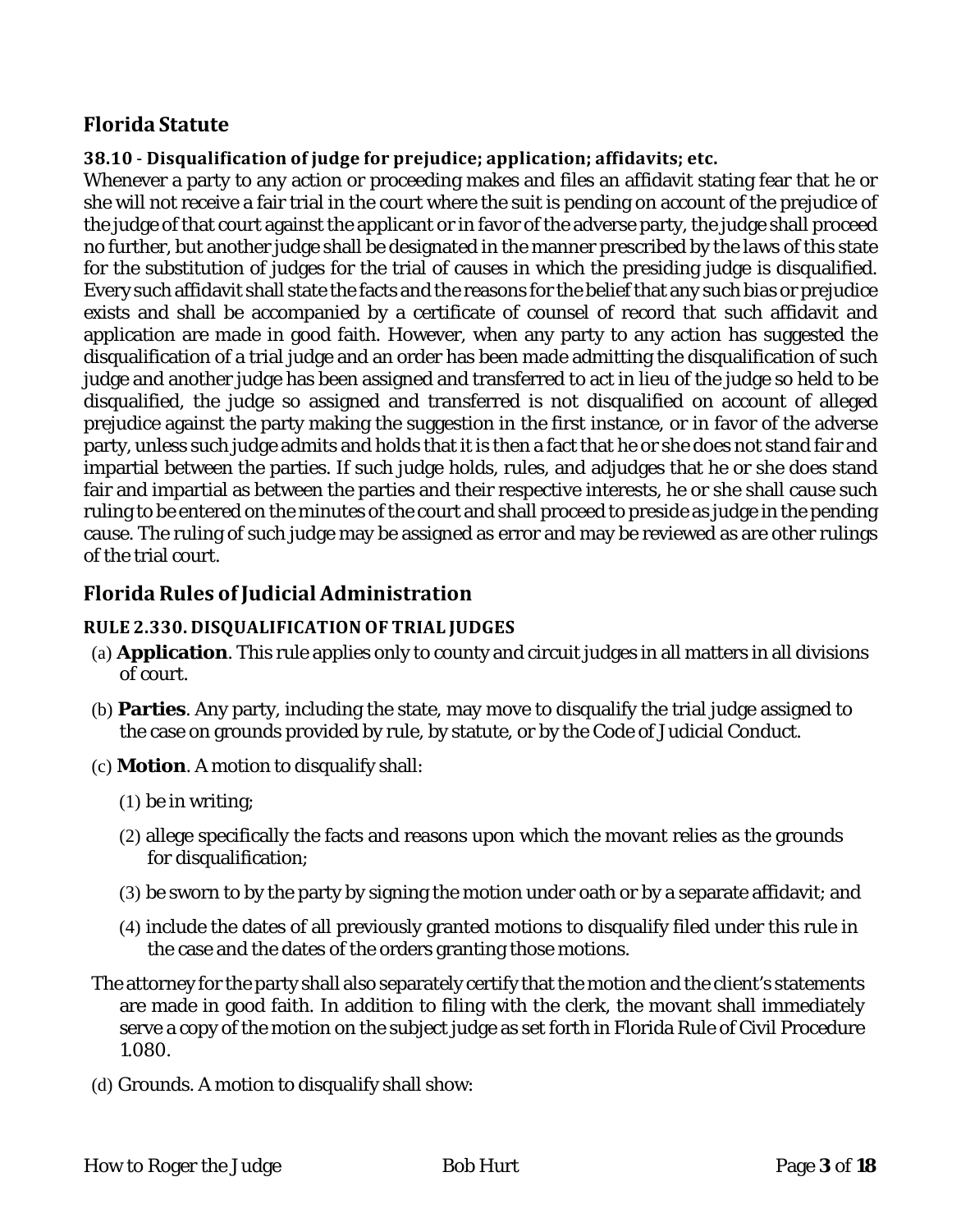## Florida Statute

### 38.10 - Disqualification of judge for prejudice; application; affidavits; etc.

Whenever a party to any action or proceeding makes and files an affidavit stating fear that he or she will not receive a fair trial in the court where the suit is pending on account of the prejudice of the judge of that court against the applicant or in favor of the adverse party, the judge shall proceed no further, but another judge shall be designated in the manner prescribed by the laws of this state for the substitution of judges for the trial of causes in which the presiding judge is disqualified. Every such affidavit shall state the facts and the reasons for the belief that any such bias or prejudice exists and shall be accompanied by a certificate of counsel of record that such affidavit and application are made in good faith. However, when any party to any action has suggested the disqualification of a trial judge and an order has been made admitting the disqualification of such judge and another judge has been assigned and transferred to act in lieu of the judge so held to be disqualified, the judge so assigned and transferred is not disqualified on account of alleged prejudice against the party making the suggestion in the first instance, or in favor of the adverse party, unless such judge admits and holds that it is then a fact that he or she does not stand fair and impartial between the parties. If such judge holds, rules, and adjudges that he or she does stand fair and impartial as between the parties and their respective interests, he or she shall cause such ruling to be entered on the minutes of the court and shall proceed to preside as judge in the pending cause. The ruling of such judge may be assigned as error and may be reviewed as are other rulings of the trial court.

## Florida Rules of Judicial Administration

### RULE 2.330. DISQUALIFICATION OF TRIAL JUDGES

(a) **Application**. This rule applies only to county and circuit judges in all matters in all divisions of court.

(b) **Parties**. Any party, including the state, may move to disqualify the trial judge assigned to the case on grounds provided by rule, by statute, or by the Code of Judicial Conduct.

(c) **Motion**. A motion to disqualify shall:

(1) be in writing;

(2) allege specifically the facts and reasons upon which the movant relies as the grounds for disqualification;

(3) be sworn to by the party by signing the motion under oath or by a separate affidavit; and

(4) include the dates of all previously granted motions to disqualify filed under this rule in the case and the dates of the orders granting those motions.

The attorney for the party shall also separately certify that the motion and the client's statements are made in good faith. In addition to filing with the clerk, the movant shall immediately serve a copy of the motion on the subject judge as set forth in Florida Rule of Civil Procedure 1.080.

(d) Grounds. A motion to disqualify shall show: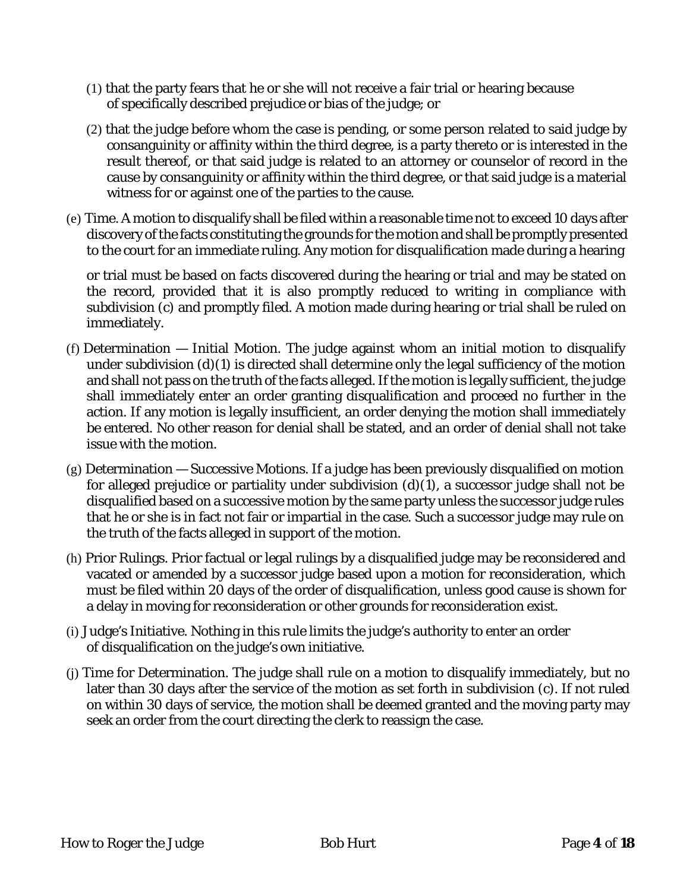(1) that the party fears that he or she will not receive a fair trial or hearing because of specifically described prejudice or bias of the judge; or

(2) that the judge before whom the case is pending, or some person related to said judge by consanguinity or affinity within the third degree, is a party thereto or is interested in the result thereof, or that said judge is related to an attorney or counselor of record in the cause by consanguinity or affinity within the third degree, or that said judge is a material witness for or against one of the parties to the cause.

(e) Time. A motion to disqualify shall be filed within a reasonable time not to exceed 10 days after discovery of the facts constituting the grounds for the motion and shall be promptly presented to the court for an immediate ruling. Any motion for disqualification made during a hearing or trial must be based on facts discovered during the hearing or trial and may be stated on the record, provided that it is also promptly reduced to writing in compliance with subdivision (c) and promptly filed. A motion made during hearing or trial shall be ruled on immediately.

(f) Determination — Initial Motion. The judge against whom an initial motion to disqualify under subdivision (d)(1) is directed shall determine only the legal sufficiency of the motion and shall not pass on the truth of the facts alleged. If the motion is legally sufficient, the judge shall immediately enter an order granting disqualification and proceed no further in the action. If any motion is legally insufficient, an order denying the motion shall immediately be entered. No other reason for denial shall be stated, and an order of denial shall not take issue with the motion.

(g) Determination — Successive Motions. If a judge has been previously disqualified on motion for alleged prejudice or partiality under subdivision (d)(1), a successor judge shall not be disqualified based on a successive motion by the same party unless the successor judge rules that he or she is in fact not fair or impartial in the case. Such a successor judge may rule on the truth of the facts alleged in support of the motion.

(h) Prior Rulings. Prior factual or legal rulings by a disqualified judge may be reconsidered and vacated or amended by a successor judge based upon a motion for reconsideration, which must be filed within 20 days of the order of disqualification, unless good cause is shown for a delay in moving for reconsideration or other grounds for reconsideration exist.

(i) Judge's Initiative. Nothing in this rule limits the judge's authority to enter an order of disqualification on the judge's own initiative.

(j) Time for Determination. The judge shall rule on a motion to disqualify immediately, but no later than 30 days after the service of the motion as set forth in subdivision (c). If not ruled on within 30 days of service, the motion shall be deemed granted and the moving party may seek an order from the court directing the clerk to reassign the case.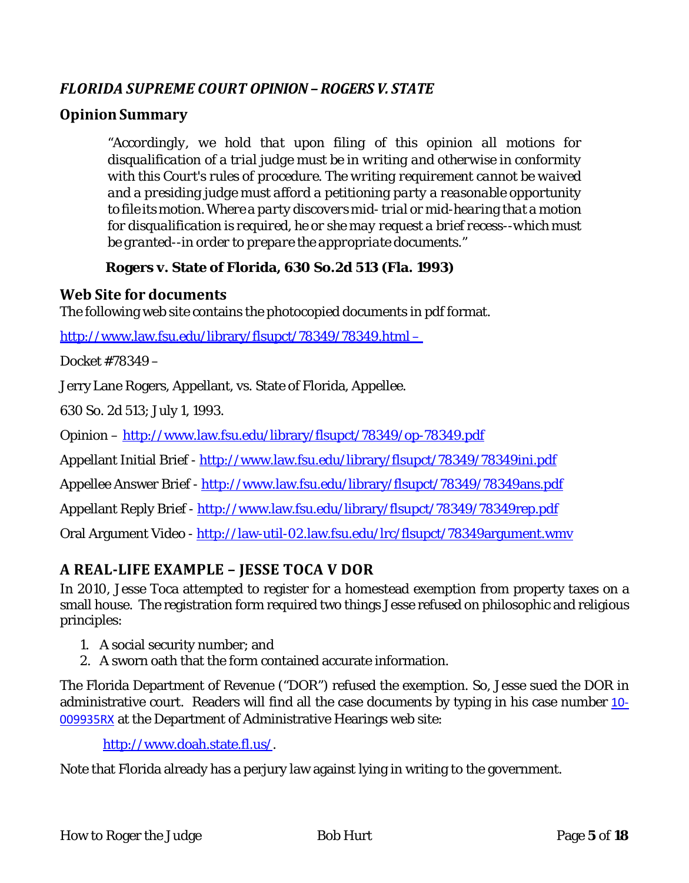### *FLORIDA SUPREME COURT OPINION – ROGERS V. STATE*

## Opinion Summary

> *"Accordingly, we hold that upon filing of this opinion all motions for disqualification of a trial judge must be in writing and otherwise in conformity with this Court's rules of procedure. The writing requirement cannot be waived and a presiding judge must afford a petitioning party a reasonable opportunity to file its motion. Where a party discovers mid- trial or mid-hearing that a motion for disqualification is required, he or she may request a brief recess--which must be granted--in order to prepare the appropriate documents."*
>
> **Rogers v. State of Florida, 630 So.2d 513 (Fla. 1993)**

## Web Site for documents

The following web site contains the photocopied documents in pdf format.

http://www.law.fsu.edu/library/flsupct/78349/78349.html –

Docket #78349 –

Jerry Lane Rogers, Appellant, vs. State of Florida, Appellee.

630 So. 2d 513; July 1, 1993.

Opinion – http://www.law.fsu.edu/library/flsupct/78349/op-78349.pdf

Appellant Initial Brief - http://www.law.fsu.edu/library/flsupct/78349/78349ini.pdf

Appellee Answer Brief - http://www.law.fsu.edu/library/flsupct/78349/78349ans.pdf

Appellant Reply Brief - http://www.law.fsu.edu/library/flsupct/78349/78349rep.pdf

Oral Argument Video - http://law-util-02.law.fsu.edu/lrc/flsupct/78349argument.wmv

## A REAL-LIFE EXAMPLE – JESSE TOCA V DOR

In 2010, Jesse Toca attempted to register for a homestead exemption from property taxes on a small house. The registration form required two things Jesse refused on philosophic and religious principles:

1. A social security number; and
2. A sworn oath that the form contained accurate information.

The Florida Department of Revenue ("DOR") refused the exemption. So, Jesse sued the DOR in administrative court. Readers will find all the case documents by typing in his case number 10-009935RX at the Department of Administrative Hearings web site:

> http://www.doah.state.fl.us/.

Note that Florida already has a perjury law against lying in writing to the government.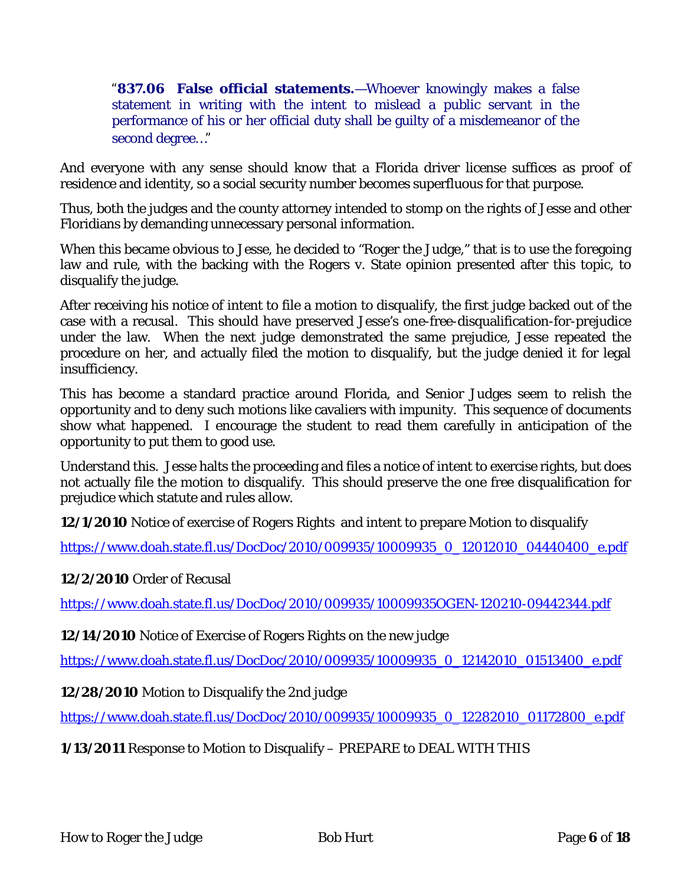> "**837.06 False official statements.**—Whoever knowingly makes a false statement in writing with the intent to mislead a public servant in the performance of his or her official duty shall be guilty of a misdemeanor of the second degree…"

And everyone with any sense should know that a Florida driver license suffices as proof of residence and identity, so a social security number becomes superfluous for that purpose.

Thus, both the judges and the county attorney intended to stomp on the rights of Jesse and other Floridians by demanding unnecessary personal information.

When this became obvious to Jesse, he decided to "Roger the Judge," that is to use the foregoing law and rule, with the backing with the Rogers v. State opinion presented after this topic, to disqualify the judge.

After receiving his notice of intent to file a motion to disqualify, the first judge backed out of the case with a recusal. This should have preserved Jesse's one-free-disqualification-for-prejudice under the law. When the next judge demonstrated the same prejudice, Jesse repeated the procedure on her, and actually filed the motion to disqualify, but the judge denied it for legal insufficiency.

This has become a standard practice around Florida, and Senior Judges seem to relish the opportunity and to deny such motions like cavaliers with impunity. This sequence of documents show what happened. I encourage the student to read them carefully in anticipation of the opportunity to put them to good use.

Understand this. Jesse halts the proceeding and files a notice of intent to exercise rights, but does not actually file the motion to disqualify. This should preserve the one free disqualification for prejudice which statute and rules allow.

**12/1/2010** Notice of exercise of Rogers Rights and intent to prepare Motion to disqualify

https://www.doah.state.fl.us/DocDoc/2010/009935/10009935_0_12012010_04440400_e.pdf

**12/2/2010** Order of Recusal

https://www.doah.state.fl.us/DocDoc/2010/009935/10009935OGEN-120210-09442344.pdf

**12/14/2010** Notice of Exercise of Rogers Rights on the new judge

https://www.doah.state.fl.us/DocDoc/2010/009935/10009935_0_12142010_01513400_e.pdf

**12/28/2010** Motion to Disqualify the 2nd judge

https://www.doah.state.fl.us/DocDoc/2010/009935/10009935_0_12282010_01172800_e.pdf

**1/13/2011** Response to Motion to Disqualify – PREPARE to DEAL WITH THIS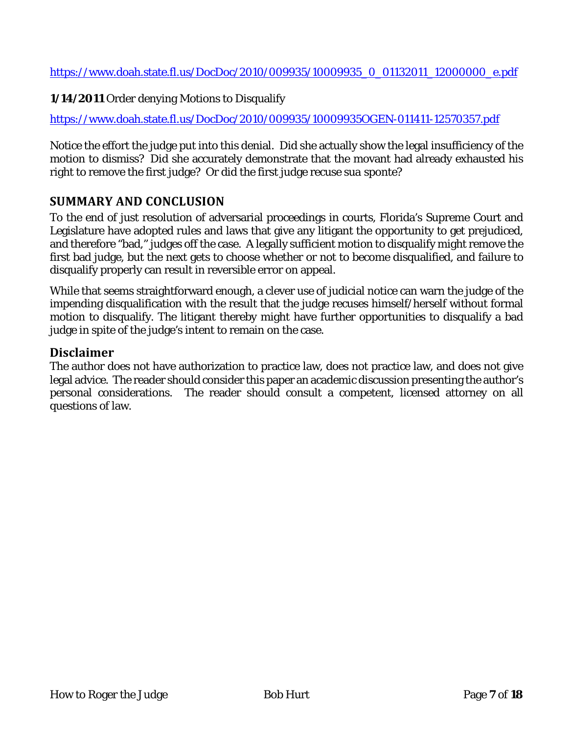https://www.doah.state.fl.us/DocDoc/2010/009935/10009935_0_01132011_12000000_e.pdf

**1/14/2011** Order denying Motions to Disqualify

https://www.doah.state.fl.us/DocDoc/2010/009935/10009935OGEN-011411-12570357.pdf

Notice the effort the judge put into this denial. Did she actually show the legal insufficiency of the motion to dismiss? Did she accurately demonstrate that the movant had already exhausted his right to remove the first judge? Or did the first judge recuse sua sponte?

## SUMMARY AND CONCLUSION

To the end of just resolution of adversarial proceedings in courts, Florida's Supreme Court and Legislature have adopted rules and laws that give any litigant the opportunity to get prejudiced, and therefore "bad," judges off the case. A legally sufficient motion to disqualify might remove the first bad judge, but the next gets to choose whether or not to become disqualified, and failure to disqualify properly can result in reversible error on appeal.

While that seems straightforward enough, a clever use of judicial notice can warn the judge of the impending disqualification with the result that the judge recuses himself/herself without formal motion to disqualify. The litigant thereby might have further opportunities to disqualify a bad judge in spite of the judge's intent to remain on the case.

## Disclaimer

The author does not have authorization to practice law, does not practice law, and does not give legal advice. The reader should consider this paper an academic discussion presenting the author's personal considerations. The reader should consult a competent, licensed attorney on all questions of law.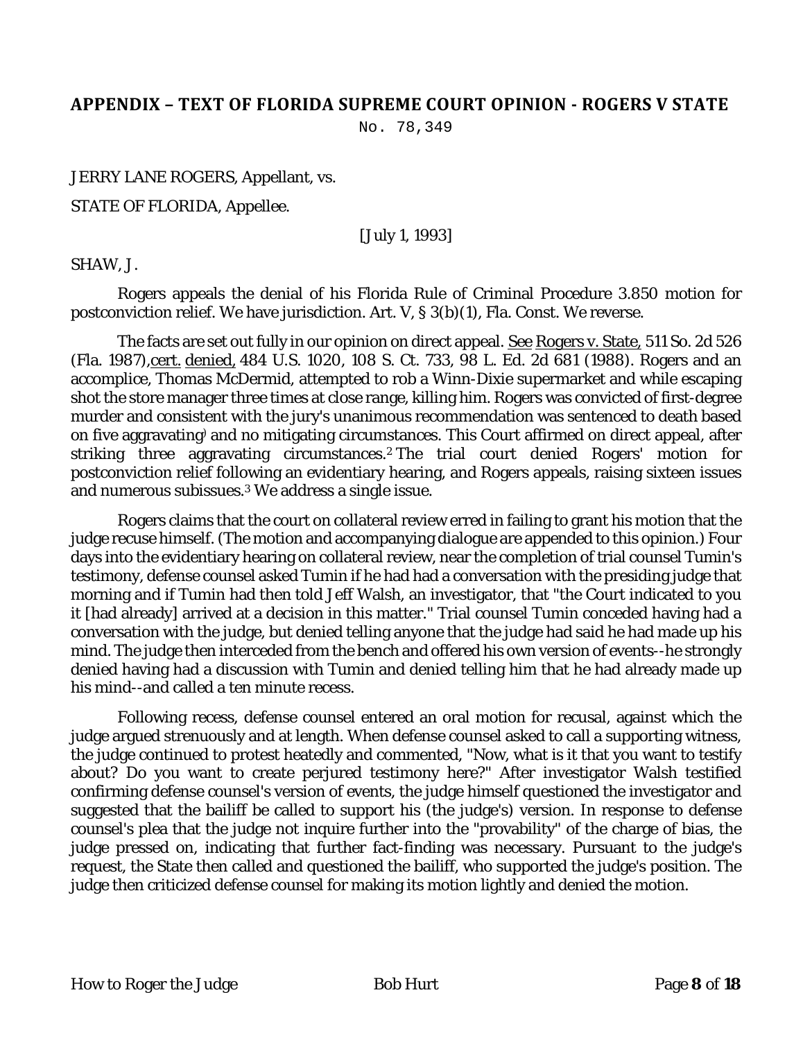## APPENDIX – TEXT OF FLORIDA SUPREME COURT OPINION - ROGERS V STATE

No. 78,349

JERRY LANE ROGERS, Appellant, vs.

STATE OF FLORIDA, Appellee.

[July 1, 1993]

SHAW, J.

Rogers appeals the denial of his Florida Rule of Criminal Procedure 3.850 motion for postconviction relief. We have jurisdiction. Art. V, § 3(b)(1), Fla. Const. We reverse.

The facts are set out fully in our opinion on direct appeal. See Rogers v. State, 511 So. 2d 526 (Fla. 1987), cert. denied, 484 U.S. 1020, 108 S. Ct. 733, 98 L. Ed. 2d 681 (1988). Rogers and an accomplice, Thomas McDermid, attempted to rob a Winn-Dixie supermarket and while escaping shot the store manager three times at close range, killing him. Rogers was convicted of first-degree murder and consistent with the jury's unanimous recommendation was sentenced to death based on five aggravating[1] and no mitigating circumstances. This Court affirmed on direct appeal, after striking three aggravating circumstances.[2] The trial court denied Rogers' motion for postconviction relief following an evidentiary hearing, and Rogers appeals, raising sixteen issues and numerous subissues.[3] We address a single issue.

Rogers claims that the court on collateral review erred in failing to grant his motion that the judge recuse himself. (The motion and accompanying dialogue are appended to this opinion.) Four days into the evidentiary hearing on collateral review, near the completion of trial counsel Tumin's testimony, defense counsel asked Tumin if he had had a conversation with the presiding judge that morning and if Tumin had then told Jeff Walsh, an investigator, that "the Court indicated to you it [had already] arrived at a decision in this matter." Trial counsel Tumin conceded having had a conversation with the judge, but denied telling anyone that the judge had said he had made up his mind. The judge then interceded from the bench and offered his own version of events--he strongly denied having had a discussion with Tumin and denied telling him that he had already made up his mind--and called a ten minute recess.

Following recess, defense counsel entered an oral motion for recusal, against which the judge argued strenuously and at length. When defense counsel asked to call a supporting witness, the judge continued to protest heatedly and commented, "Now, what is it that you want to testify about? Do you want to create perjured testimony here?" After investigator Walsh testified confirming defense counsel's version of events, the judge himself questioned the investigator and suggested that the bailiff be called to support his (the judge's) version. In response to defense counsel's plea that the judge not inquire further into the "provability" of the charge of bias, the judge pressed on, indicating that further fact-finding was necessary. Pursuant to the judge's request, the State then called and questioned the bailiff, who supported the judge's position. The judge then criticized defense counsel for making its motion lightly and denied the motion.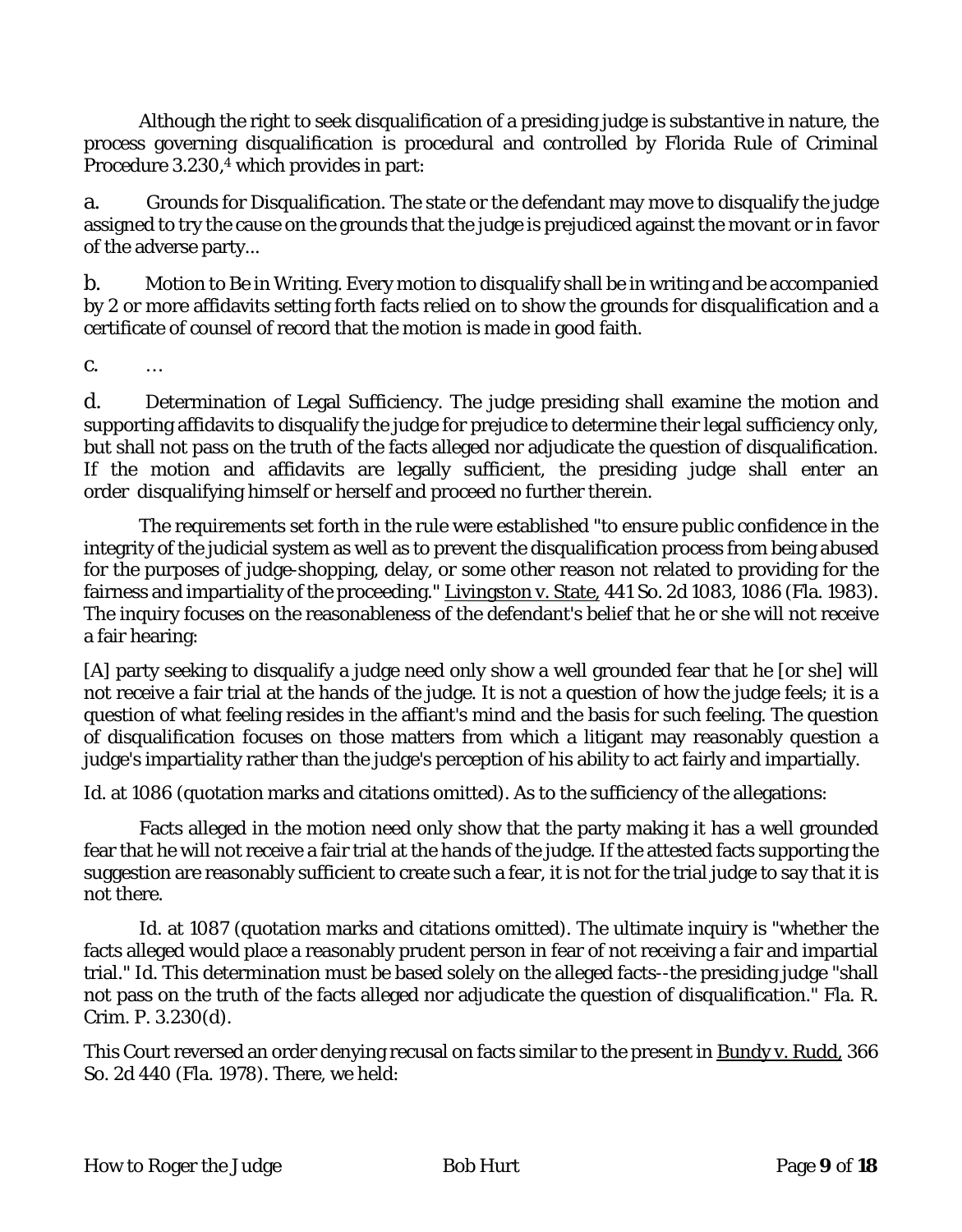Although the right to seek disqualification of a presiding judge is substantive in nature, the process governing disqualification is procedural and controlled by Florida Rule of Criminal Procedure 3.230,[4] which provides in part:

a. Grounds for Disqualification. The state or the defendant may move to disqualify the judge assigned to try the cause on the grounds that the judge is prejudiced against the movant or in favor of the adverse party...

b. Motion to Be in Writing. Every motion to disqualify shall be in writing and be accompanied by 2 or more affidavits setting forth facts relied on to show the grounds for disqualification and a certificate of counsel of record that the motion is made in good faith.

c. …

d. Determination of Legal Sufficiency. The judge presiding shall examine the motion and supporting affidavits to disqualify the judge for prejudice to determine their legal sufficiency only, but shall not pass on the truth of the facts alleged nor adjudicate the question of disqualification. If the motion and affidavits are legally sufficient, the presiding judge shall enter an order disqualifying himself or herself and proceed no further therein.

The requirements set forth in the rule were established "to ensure public confidence in the integrity of the judicial system as well as to prevent the disqualification process from being abused for the purposes of judge-shopping, delay, or some other reason not related to providing for the fairness and impartiality of the proceeding." Livingston v. State, 441 So. 2d 1083, 1086 (Fla. 1983). The inquiry focuses on the reasonableness of the defendant's belief that he or she will not receive a fair hearing:

[A] party seeking to disqualify a judge need only show a well grounded fear that he [or she] will not receive a fair trial at the hands of the judge. It is not a question of how the judge feels; it is a question of what feeling resides in the affiant's mind and the basis for such feeling. The question of disqualification focuses on those matters from which a litigant may reasonably question a judge's impartiality rather than the judge's perception of his ability to act fairly and impartially.

Id. at 1086 (quotation marks and citations omitted). As to the sufficiency of the allegations:

Facts alleged in the motion need only show that the party making it has a well grounded fear that he will not receive a fair trial at the hands of the judge. If the attested facts supporting the suggestion are reasonably sufficient to create such a fear, it is not for the trial judge to say that it is not there.

Id. at 1087 (quotation marks and citations omitted). The ultimate inquiry is "whether the facts alleged would place a reasonably prudent person in fear of not receiving a fair and impartial trial." Id. This determination must be based solely on the alleged facts--the presiding judge "shall not pass on the truth of the facts alleged nor adjudicate the question of disqualification." Fla. R. Crim. P. 3.230(d).

This Court reversed an order denying recusal on facts similar to the present in Bundy v. Rudd, 366 So. 2d 440 (Fla. 1978). There, we held: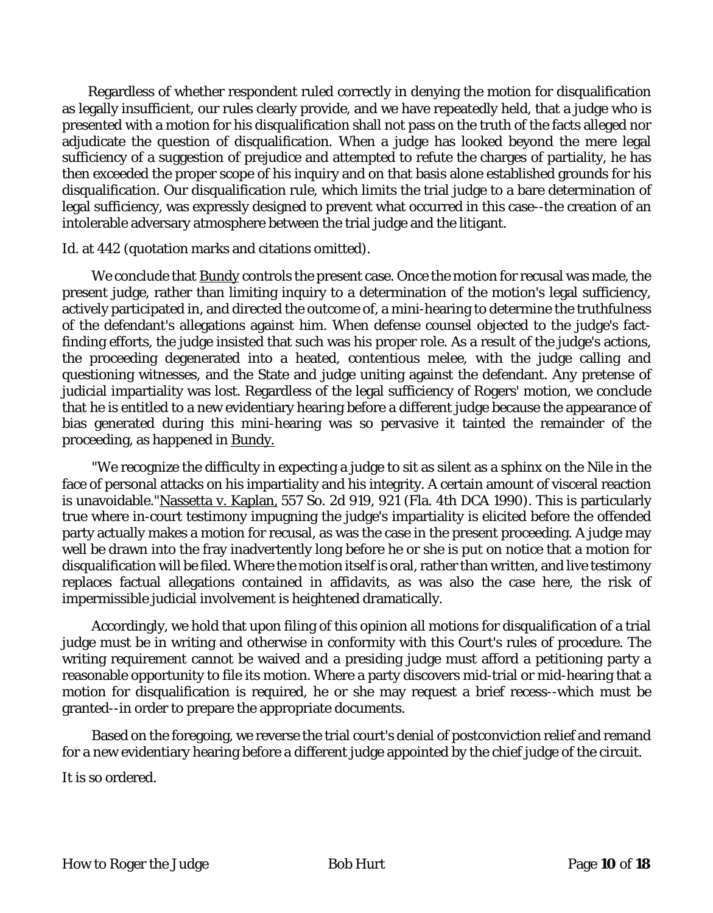Regardless of whether respondent ruled correctly in denying the motion for disqualification as legally insufficient, our rules clearly provide, and we have repeatedly held, that a judge who is presented with a motion for his disqualification shall not pass on the truth of the facts alleged nor adjudicate the question of disqualification. When a judge has looked beyond the mere legal sufficiency of a suggestion of prejudice and attempted to refute the charges of partiality, he has then exceeded the proper scope of his inquiry and on that basis alone established grounds for his disqualification. Our disqualification rule, which limits the trial judge to a bare determination of legal sufficiency, was expressly designed to prevent what occurred in this case--the creation of an intolerable adversary atmosphere between the trial judge and the litigant.

Id. at 442 (quotation marks and citations omitted).

We conclude that Bundy controls the present case. Once the motion for recusal was made, the present judge, rather than limiting inquiry to a determination of the motion's legal sufficiency, actively participated in, and directed the outcome of, a mini-hearing to determine the truthfulness of the defendant's allegations against him. When defense counsel objected to the judge's fact-finding efforts, the judge insisted that such was his proper role. As a result of the judge's actions, the proceeding degenerated into a heated, contentious melee, with the judge calling and questioning witnesses, and the State and judge uniting against the defendant. Any pretense of judicial impartiality was lost. Regardless of the legal sufficiency of Rogers' motion, we conclude that he is entitled to a new evidentiary hearing before a different judge because the appearance of bias generated during this mini-hearing was so pervasive it tainted the remainder of the proceeding, as happened in Bundy.

"We recognize the difficulty in expecting a judge to sit as silent as a sphinx on the Nile in the face of personal attacks on his impartiality and his integrity. A certain amount of visceral reaction is unavoidable."Nassetta v. Kaplan, 557 So. 2d 919, 921 (Fla. 4th DCA 1990). This is particularly true where in-court testimony impugning the judge's impartiality is elicited before the offended party actually makes a motion for recusal, as was the case in the present proceeding. A judge may well be drawn into the fray inadvertently long before he or she is put on notice that a motion for disqualification will be filed. Where the motion itself is oral, rather than written, and live testimony replaces factual allegations contained in affidavits, as was also the case here, the risk of impermissible judicial involvement is heightened dramatically.

Accordingly, we hold that upon filing of this opinion all motions for disqualification of a trial judge must be in writing and otherwise in conformity with this Court's rules of procedure. The writing requirement cannot be waived and a presiding judge must afford a petitioning party a reasonable opportunity to file its motion. Where a party discovers mid-trial or mid-hearing that a motion for disqualification is required, he or she may request a brief recess--which must be granted--in order to prepare the appropriate documents.

Based on the foregoing, we reverse the trial court's denial of postconviction relief and remand for a new evidentiary hearing before a different judge appointed by the chief judge of the circuit.

It is so ordered.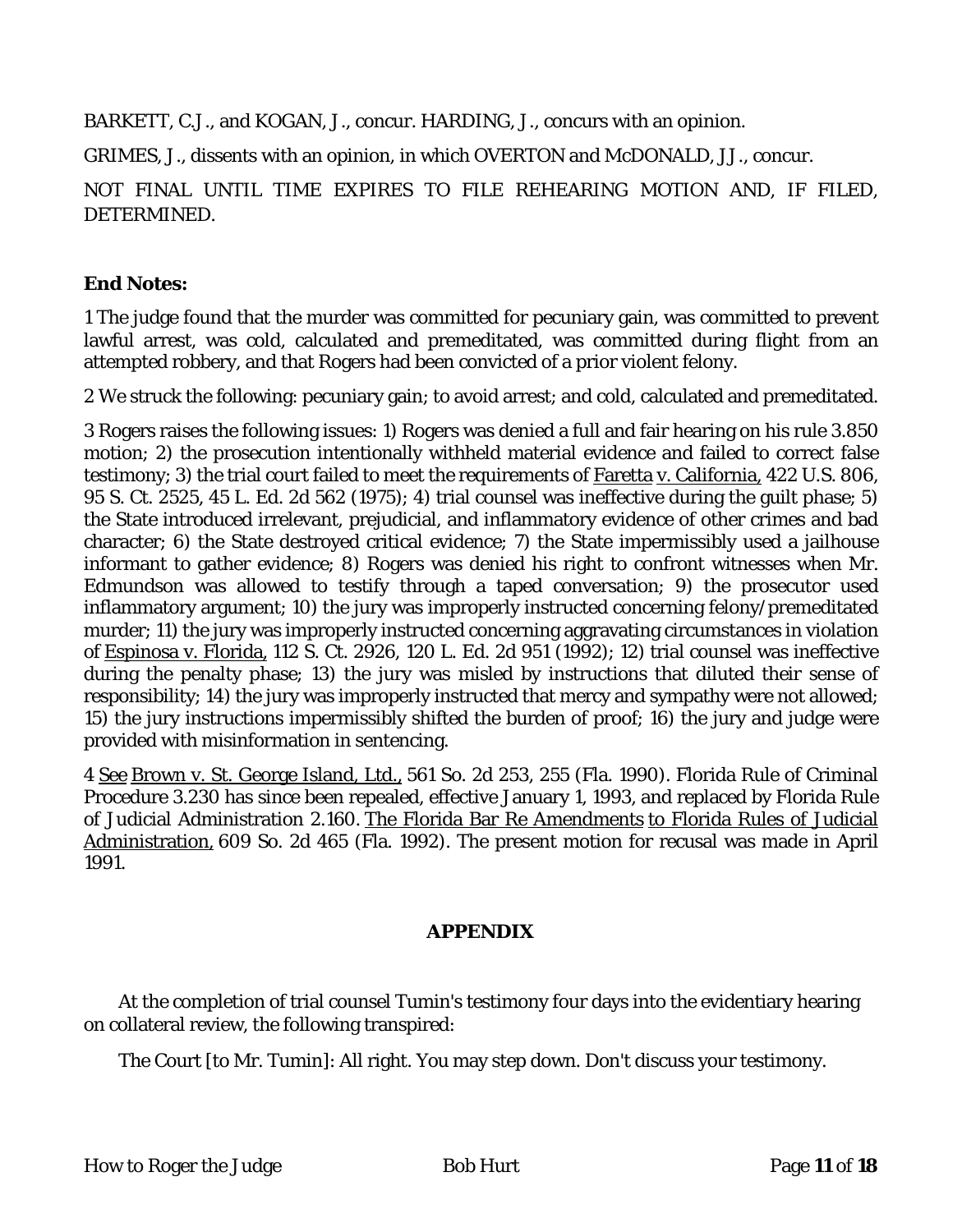BARKETT, C.J., and KOGAN, J., concur. HARDING, J., concurs with an opinion.

GRIMES, J., dissents with an opinion, in which OVERTON and McDONALD, JJ., concur.

NOT FINAL UNTIL TIME EXPIRES TO FILE REHEARING MOTION AND, IF FILED, DETERMINED.

**End Notes:**

1 The judge found that the murder was committed for pecuniary gain, was committed to prevent lawful arrest, was cold, calculated and premeditated, was committed during flight from an attempted robbery, and that Rogers had been convicted of a prior violent felony.

2 We struck the following: pecuniary gain; to avoid arrest; and cold, calculated and premeditated.

3 Rogers raises the following issues: 1) Rogers was denied a full and fair hearing on his rule 3.850 motion; 2) the prosecution intentionally withheld material evidence and failed to correct false testimony; 3) the trial court failed to meet the requirements of Faretta v. California, 422 U.S. 806, 95 S. Ct. 2525, 45 L. Ed. 2d 562 (1975); 4) trial counsel was ineffective during the guilt phase; 5) the State introduced irrelevant, prejudicial, and inflammatory evidence of other crimes and bad character; 6) the State destroyed critical evidence; 7) the State impermissibly used a jailhouse informant to gather evidence; 8) Rogers was denied his right to confront witnesses when Mr. Edmundson was allowed to testify through a taped conversation; 9) the prosecutor used inflammatory argument; 10) the jury was improperly instructed concerning felony/premeditated murder; 11) the jury was improperly instructed concerning aggravating circumstances in violation of Espinosa v. Florida, 112 S. Ct. 2926, 120 L. Ed. 2d 951 (1992); 12) trial counsel was ineffective during the penalty phase; 13) the jury was misled by instructions that diluted their sense of responsibility; 14) the jury was improperly instructed that mercy and sympathy were not allowed; 15) the jury instructions impermissibly shifted the burden of proof; 16) the jury and judge were provided with misinformation in sentencing.

4 See Brown v. St. George Island, Ltd., 561 So. 2d 253, 255 (Fla. 1990). Florida Rule of Criminal Procedure 3.230 has since been repealed, effective January 1, 1993, and replaced by Florida Rule of Judicial Administration 2.160. The Florida Bar Re Amendments to Florida Rules of Judicial Administration, 609 So. 2d 465 (Fla. 1992). The present motion for recusal was made in April 1991.

## APPENDIX

At the completion of trial counsel Tumin's testimony four days into the evidentiary hearing on collateral review, the following transpired:

The Court [to Mr. Tumin]: All right. You may step down. Don't discuss your testimony.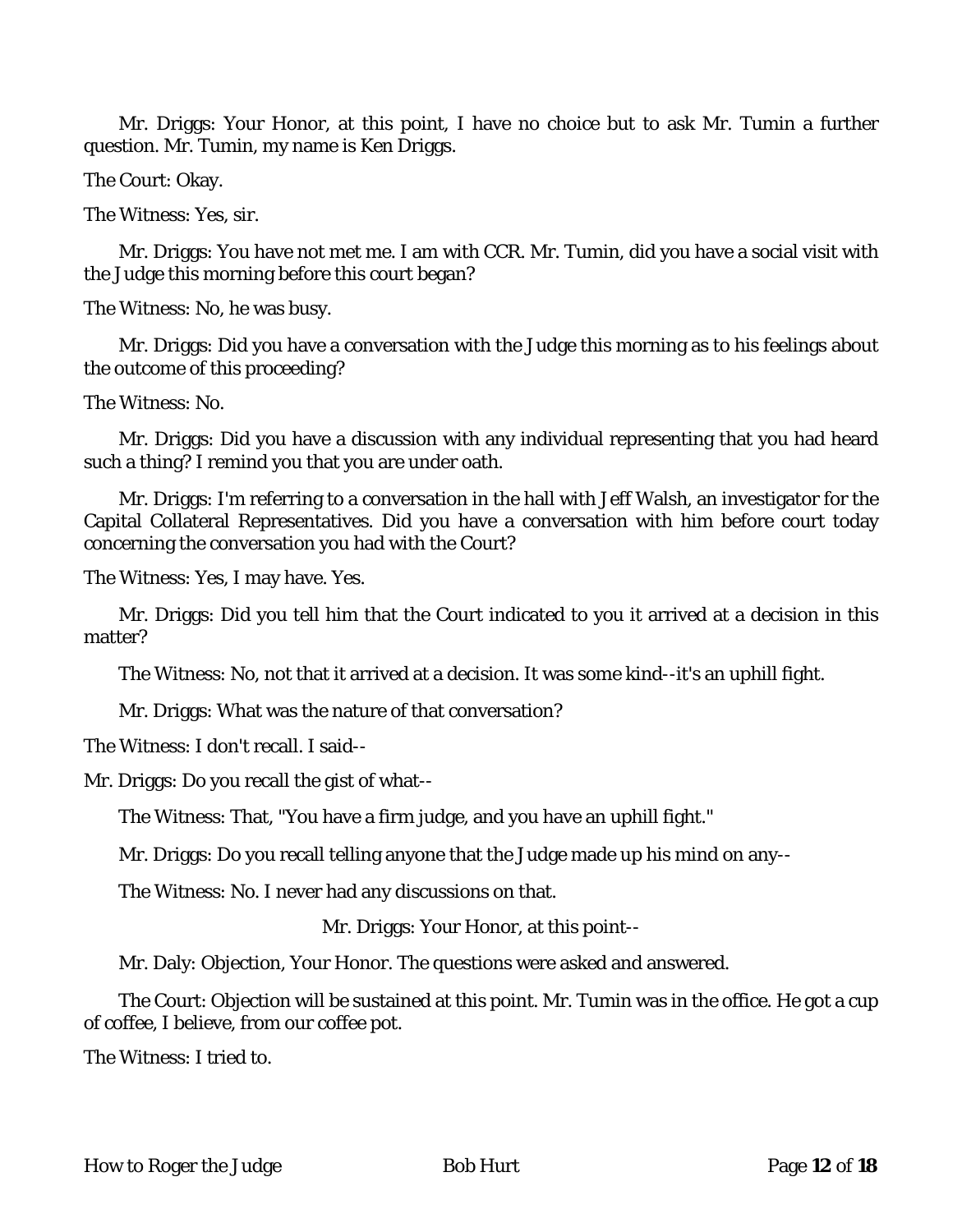Mr. Driggs: Your Honor, at this point, I have no choice but to ask Mr. Tumin a further question. Mr. Tumin, my name is Ken Driggs.

The Court: Okay.

The Witness: Yes, sir.

Mr. Driggs: You have not met me. I am with CCR. Mr. Tumin, did you have a social visit with the Judge this morning before this court began?

The Witness: No, he was busy.

Mr. Driggs: Did you have a conversation with the Judge this morning as to his feelings about the outcome of this proceeding?

The Witness: No.

Mr. Driggs: Did you have a discussion with any individual representing that you had heard such a thing? I remind you that you are under oath.

Mr. Driggs: I'm referring to a conversation in the hall with Jeff Walsh, an investigator for the Capital Collateral Representatives. Did you have a conversation with him before court today concerning the conversation you had with the Court?

The Witness: Yes, I may have. Yes.

Mr. Driggs: Did you tell him that the Court indicated to you it arrived at a decision in this matter?

The Witness: No, not that it arrived at a decision. It was some kind--it's an uphill fight.

Mr. Driggs: What was the nature of that conversation?

The Witness: I don't recall. I said--

Mr. Driggs: Do you recall the gist of what--

The Witness: That, "You have a firm judge, and you have an uphill fight."

Mr. Driggs: Do you recall telling anyone that the Judge made up his mind on any--

The Witness: No. I never had any discussions on that.

Mr. Driggs: Your Honor, at this point--

Mr. Daly: Objection, Your Honor. The questions were asked and answered.

The Court: Objection will be sustained at this point. Mr. Tumin was in the office. He got a cup of coffee, I believe, from our coffee pot.

The Witness: I tried to.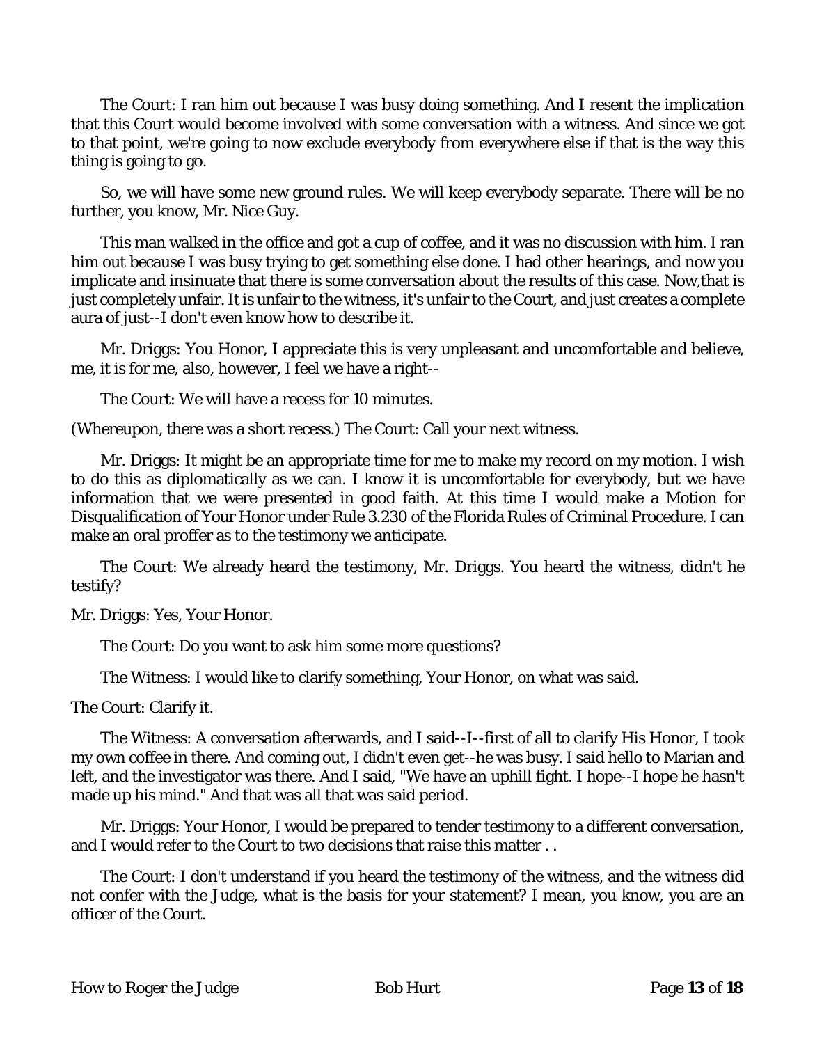The Court: I ran him out because I was busy doing something. And I resent the implication that this Court would become involved with some conversation with a witness. And since we got to that point, we're going to now exclude everybody from everywhere else if that is the way this thing is going to go.

So, we will have some new ground rules. We will keep everybody separate. There will be no further, you know, Mr. Nice Guy.

This man walked in the office and got a cup of coffee, and it was no discussion with him. I ran him out because I was busy trying to get something else done. I had other hearings, and now you implicate and insinuate that there is some conversation about the results of this case. Now,that is just completely unfair. It is unfair to the witness, it's unfair to the Court, and just creates a complete aura of just--I don't even know how to describe it.

Mr. Driggs: You Honor, I appreciate this is very unpleasant and uncomfortable and believe, me, it is for me, also, however, I feel we have a right--

The Court: We will have a recess for 10 minutes.

(Whereupon, there was a short recess.) The Court: Call your next witness.

Mr. Driggs: It might be an appropriate time for me to make my record on my motion. I wish to do this as diplomatically as we can. I know it is uncomfortable for everybody, but we have information that we were presented in good faith. At this time I would make a Motion for Disqualification of Your Honor under Rule 3.230 of the Florida Rules of Criminal Procedure. I can make an oral proffer as to the testimony we anticipate.

The Court: We already heard the testimony, Mr. Driggs. You heard the witness, didn't he testify?

Mr. Driggs: Yes, Your Honor.

The Court: Do you want to ask him some more questions?

The Witness: I would like to clarify something, Your Honor, on what was said.

The Court: Clarify it.

The Witness: A conversation afterwards, and I said--I--first of all to clarify His Honor, I took my own coffee in there. And coming out, I didn't even get--he was busy. I said hello to Marian and left, and the investigator was there. And I said, "We have an uphill fight. I hope--I hope he hasn't made up his mind." And that was all that was said period.

Mr. Driggs: Your Honor, I would be prepared to tender testimony to a different conversation, and I would refer to the Court to two decisions that raise this matter . .

The Court: I don't understand if you heard the testimony of the witness, and the witness did not confer with the Judge, what is the basis for your statement? I mean, you know, you are an officer of the Court.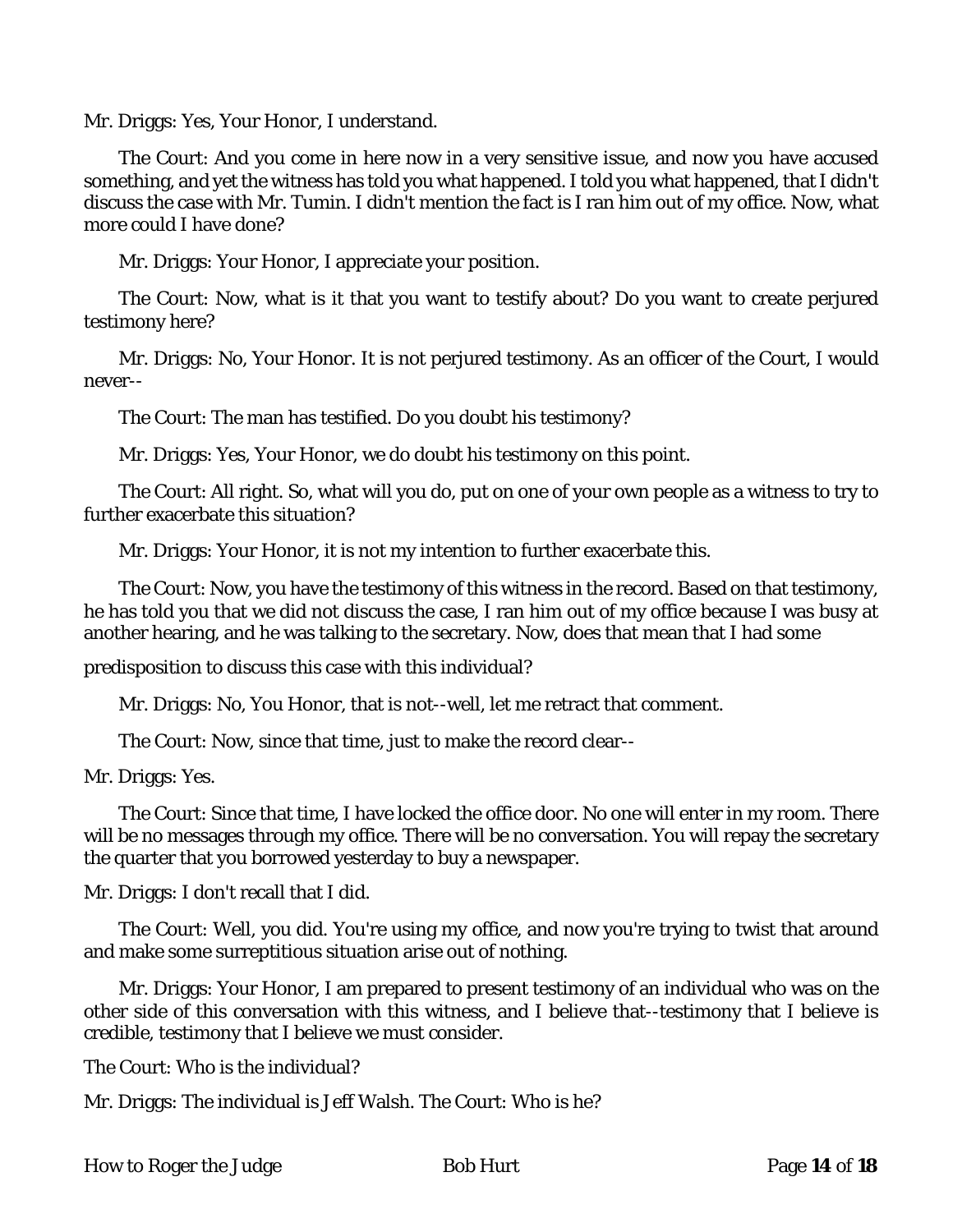Mr. Driggs: Yes, Your Honor, I understand.

The Court: And you come in here now in a very sensitive issue, and now you have accused something, and yet the witness has told you what happened. I told you what happened, that I didn't discuss the case with Mr. Tumin. I didn't mention the fact is I ran him out of my office. Now, what more could I have done?

Mr. Driggs: Your Honor, I appreciate your position.

The Court: Now, what is it that you want to testify about? Do you want to create perjured testimony here?

Mr. Driggs: No, Your Honor. It is not perjured testimony. As an officer of the Court, I would never--

The Court: The man has testified. Do you doubt his testimony?

Mr. Driggs: Yes, Your Honor, we do doubt his testimony on this point.

The Court: All right. So, what will you do, put on one of your own people as a witness to try to further exacerbate this situation?

Mr. Driggs: Your Honor, it is not my intention to further exacerbate this.

The Court: Now, you have the testimony of this witness in the record. Based on that testimony, he has told you that we did not discuss the case, I ran him out of my office because I was busy at another hearing, and he was talking to the secretary. Now, does that mean that I had some

predisposition to discuss this case with this individual?

Mr. Driggs: No, You Honor, that is not--well, let me retract that comment.

The Court: Now, since that time, just to make the record clear--

Mr. Driggs: Yes.

The Court: Since that time, I have locked the office door. No one will enter in my room. There will be no messages through my office. There will be no conversation. You will repay the secretary the quarter that you borrowed yesterday to buy a newspaper.

Mr. Driggs: I don't recall that I did.

The Court: Well, you did. You're using my office, and now you're trying to twist that around and make some surreptitious situation arise out of nothing.

Mr. Driggs: Your Honor, I am prepared to present testimony of an individual who was on the other side of this conversation with this witness, and I believe that--testimony that I believe is credible, testimony that I believe we must consider.

The Court: Who is the individual?

Mr. Driggs: The individual is Jeff Walsh. The Court: Who is he?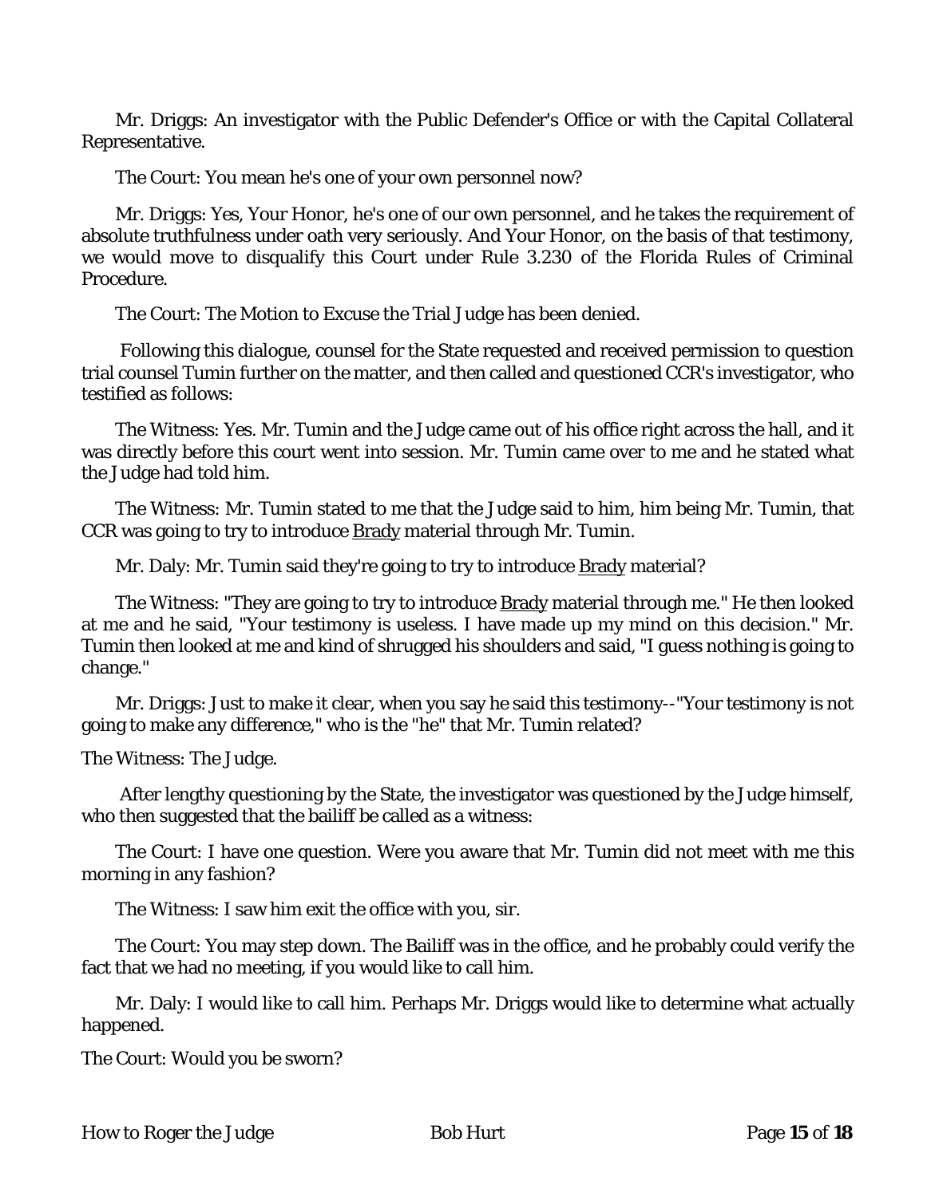Mr. Driggs: An investigator with the Public Defender's Office or with the Capital Collateral Representative.

The Court: You mean he's one of your own personnel now?

Mr. Driggs: Yes, Your Honor, he's one of our own personnel, and he takes the requirement of absolute truthfulness under oath very seriously. And Your Honor, on the basis of that testimony, we would move to disqualify this Court under Rule 3.230 of the Florida Rules of Criminal Procedure.

The Court: The Motion to Excuse the Trial Judge has been denied.

Following this dialogue, counsel for the State requested and received permission to question trial counsel Tumin further on the matter, and then called and questioned CCR's investigator, who testified as follows:

The Witness: Yes. Mr. Tumin and the Judge came out of his office right across the hall, and it was directly before this court went into session. Mr. Tumin came over to me and he stated what the Judge had told him.

The Witness: Mr. Tumin stated to me that the Judge said to him, him being Mr. Tumin, that CCR was going to try to introduce Brady material through Mr. Tumin.

Mr. Daly: Mr. Tumin said they're going to try to introduce Brady material?

The Witness: "They are going to try to introduce Brady material through me." He then looked at me and he said, "Your testimony is useless. I have made up my mind on this decision." Mr. Tumin then looked at me and kind of shrugged his shoulders and said, "I guess nothing is going to change."

Mr. Driggs: Just to make it clear, when you say he said this testimony--"Your testimony is not going to make any difference," who is the "he" that Mr. Tumin related?

The Witness: The Judge.

After lengthy questioning by the State, the investigator was questioned by the Judge himself, who then suggested that the bailiff be called as a witness:

The Court: I have one question. Were you aware that Mr. Tumin did not meet with me this morning in any fashion?

The Witness: I saw him exit the office with you, sir.

The Court: You may step down. The Bailiff was in the office, and he probably could verify the fact that we had no meeting, if you would like to call him.

Mr. Daly: I would like to call him. Perhaps Mr. Driggs would like to determine what actually happened.

The Court: Would you be sworn?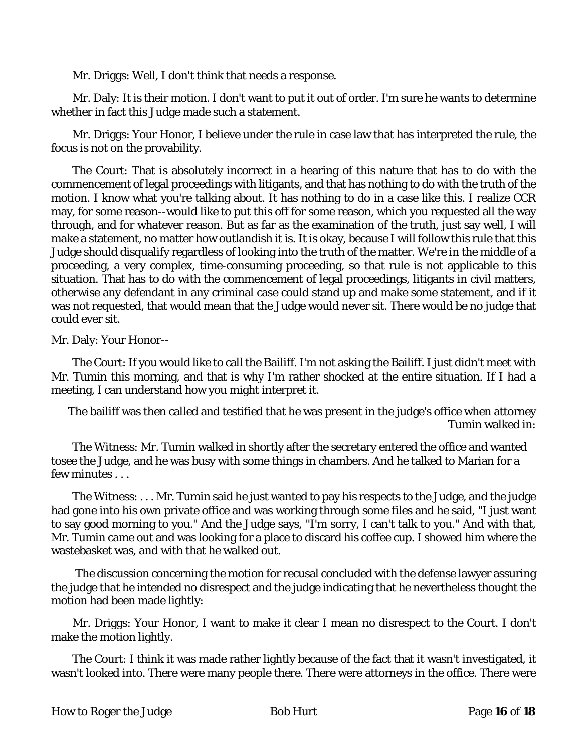Mr. Driggs: Well, I don't think that needs a response.

Mr. Daly: It is their motion. I don't want to put it out of order. I'm sure he wants to determine whether in fact this Judge made such a statement.

Mr. Driggs: Your Honor, I believe under the rule in case law that has interpreted the rule, the focus is not on the provability.

The Court: That is absolutely incorrect in a hearing of this nature that has to do with the commencement of legal proceedings with litigants, and that has nothing to do with the truth of the motion. I know what you're talking about. It has nothing to do in a case like this. I realize CCR may, for some reason--would like to put this off for some reason, which you requested all the way through, and for whatever reason. But as far as the examination of the truth, just say well, I will make a statement, no matter how outlandish it is. It is okay, because I will follow this rule that this Judge should disqualify regardless of looking into the truth of the matter. We're in the middle of a proceeding, a very complex, time-consuming proceeding, so that rule is not applicable to this situation. That has to do with the commencement of legal proceedings, litigants in civil matters, otherwise any defendant in any criminal case could stand up and make some statement, and if it was not requested, that would mean that the Judge would never sit. There would be no judge that could ever sit.

Mr. Daly: Your Honor--

The Court: If you would like to call the Bailiff. I'm not asking the Bailiff. I just didn't meet with Mr. Tumin this morning, and that is why I'm rather shocked at the entire situation. If I had a meeting, I can understand how you might interpret it.

The bailiff was then called and testified that he was present in the judge's office when attorney Tumin walked in:

The Witness: Mr. Tumin walked in shortly after the secretary entered the office and wanted tosee the Judge, and he was busy with some things in chambers. And he talked to Marian for a few minutes . . .

The Witness: . . . Mr. Tumin said he just wanted to pay his respects to the Judge, and the judge had gone into his own private office and was working through some files and he said, "I just want to say good morning to you." And the Judge says, "I'm sorry, I can't talk to you." And with that, Mr. Tumin came out and was looking for a place to discard his coffee cup. I showed him where the wastebasket was, and with that he walked out.

The discussion concerning the motion for recusal concluded with the defense lawyer assuring the judge that he intended no disrespect and the judge indicating that he nevertheless thought the motion had been made lightly:

Mr. Driggs: Your Honor, I want to make it clear I mean no disrespect to the Court. I don't make the motion lightly.

The Court: I think it was made rather lightly because of the fact that it wasn't investigated, it wasn't looked into. There were many people there. There were attorneys in the office. There were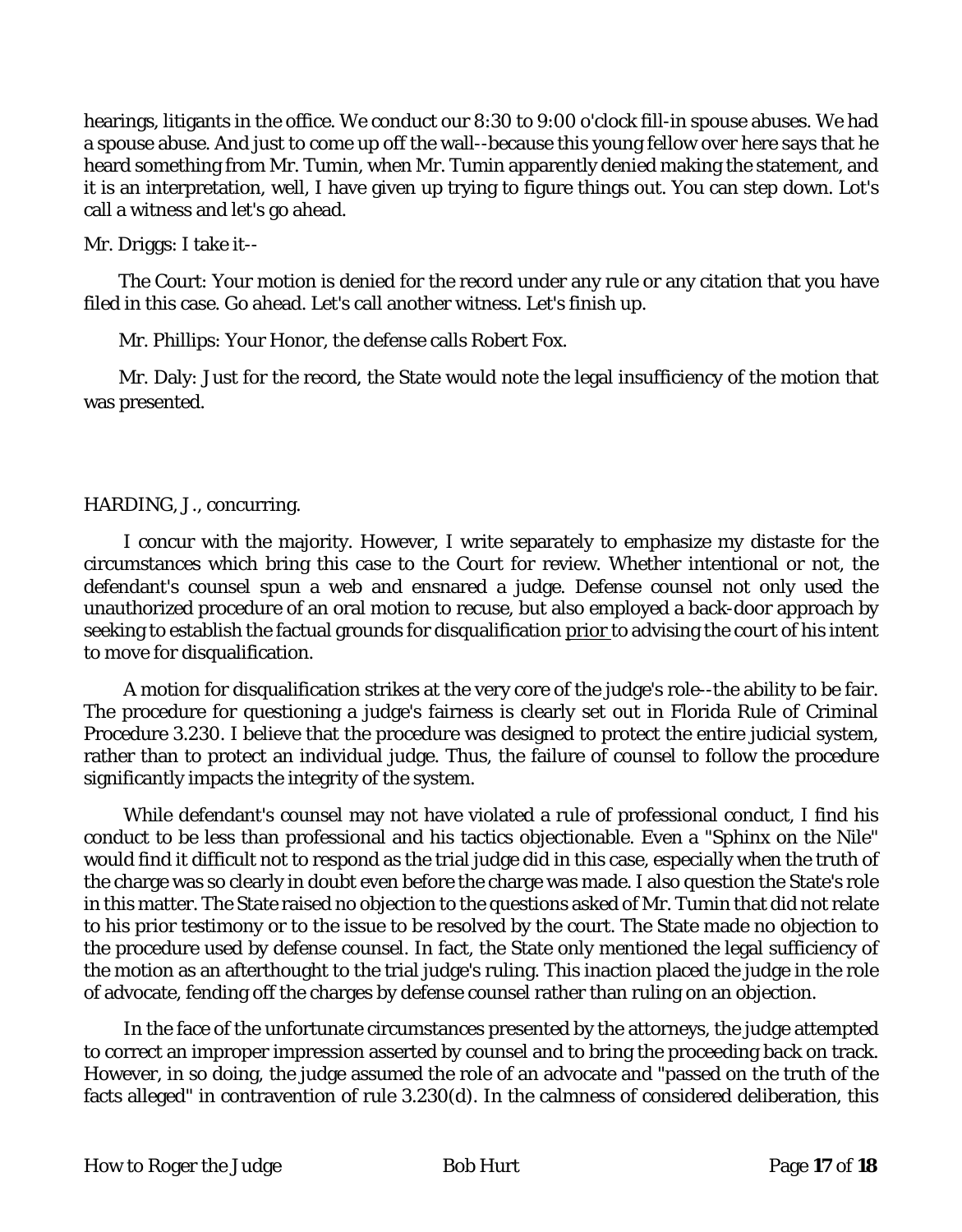hearings, litigants in the office. We conduct our 8:30 to 9:00 o'clock fill-in spouse abuses. We had a spouse abuse. And just to come up off the wall--because this young fellow over here says that he heard something from Mr. Tumin, when Mr. Tumin apparently denied making the statement, and it is an interpretation, well, I have given up trying to figure things out. You can step down. Lot's call a witness and let's go ahead.

Mr. Driggs: I take it--

The Court: Your motion is denied for the record under any rule or any citation that you have filed in this case. Go ahead. Let's call another witness. Let's finish up.

Mr. Phillips: Your Honor, the defense calls Robert Fox.

Mr. Daly: Just for the record, the State would note the legal insufficiency of the motion that was presented.

HARDING, J., concurring.

I concur with the majority. However, I write separately to emphasize my distaste for the circumstances which bring this case to the Court for review. Whether intentional or not, the defendant's counsel spun a web and ensnared a judge. Defense counsel not only used the unauthorized procedure of an oral motion to recuse, but also employed a back-door approach by seeking to establish the factual grounds for disqualification prior to advising the court of his intent to move for disqualification.

A motion for disqualification strikes at the very core of the judge's role--the ability to be fair. The procedure for questioning a judge's fairness is clearly set out in Florida Rule of Criminal Procedure 3.230. I believe that the procedure was designed to protect the entire judicial system, rather than to protect an individual judge. Thus, the failure of counsel to follow the procedure significantly impacts the integrity of the system.

While defendant's counsel may not have violated a rule of professional conduct, I find his conduct to be less than professional and his tactics objectionable. Even a "Sphinx on the Nile" would find it difficult not to respond as the trial judge did in this case, especially when the truth of the charge was so clearly in doubt even before the charge was made. I also question the State's role in this matter. The State raised no objection to the questions asked of Mr. Tumin that did not relate to his prior testimony or to the issue to be resolved by the court. The State made no objection to the procedure used by defense counsel. In fact, the State only mentioned the legal sufficiency of the motion as an afterthought to the trial judge's ruling. This inaction placed the judge in the role of advocate, fending off the charges by defense counsel rather than ruling on an objection.

In the face of the unfortunate circumstances presented by the attorneys, the judge attempted to correct an improper impression asserted by counsel and to bring the proceeding back on track. However, in so doing, the judge assumed the role of an advocate and "passed on the truth of the facts alleged" in contravention of rule 3.230(d). In the calmness of considered deliberation, this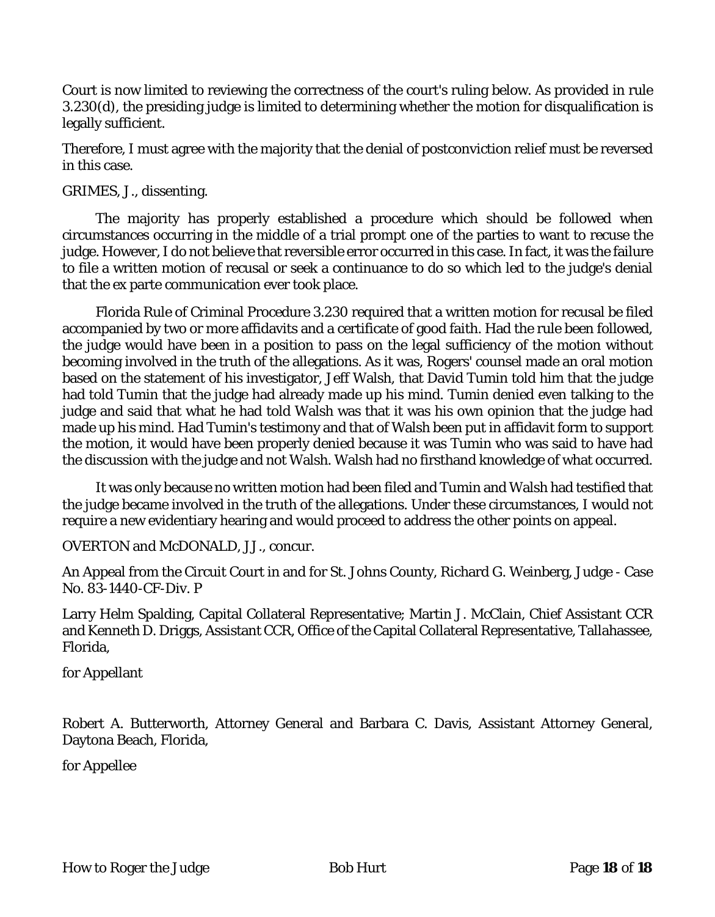Court is now limited to reviewing the correctness of the court's ruling below. As provided in rule 3.230(d), the presiding judge is limited to determining whether the motion for disqualification is legally sufficient.

Therefore, I must agree with the majority that the denial of postconviction relief must be reversed in this case.

GRIMES, J., dissenting.

The majority has properly established a procedure which should be followed when circumstances occurring in the middle of a trial prompt one of the parties to want to recuse the judge. However, I do not believe that reversible error occurred in this case. In fact, it was the failure to file a written motion of recusal or seek a continuance to do so which led to the judge's denial that the ex parte communication ever took place.

Florida Rule of Criminal Procedure 3.230 required that a written motion for recusal be filed accompanied by two or more affidavits and a certificate of good faith. Had the rule been followed, the judge would have been in a position to pass on the legal sufficiency of the motion without becoming involved in the truth of the allegations. As it was, Rogers' counsel made an oral motion based on the statement of his investigator, Jeff Walsh, that David Tumin told him that the judge had told Tumin that the judge had already made up his mind. Tumin denied even talking to the judge and said that what he had told Walsh was that it was his own opinion that the judge had made up his mind. Had Tumin's testimony and that of Walsh been put in affidavit form to support the motion, it would have been properly denied because it was Tumin who was said to have had the discussion with the judge and not Walsh. Walsh had no firsthand knowledge of what occurred.

It was only because no written motion had been filed and Tumin and Walsh had testified that the judge became involved in the truth of the allegations. Under these circumstances, I would not require a new evidentiary hearing and would proceed to address the other points on appeal.

OVERTON and McDONALD, JJ., concur.

An Appeal from the Circuit Court in and for St. Johns County, Richard G. Weinberg, Judge - Case No. 83-1440-CF-Div. P

Larry Helm Spalding, Capital Collateral Representative; Martin J. McClain, Chief Assistant CCR and Kenneth D. Driggs, Assistant CCR, Office of the Capital Collateral Representative, Tallahassee, Florida,

for Appellant

Robert A. Butterworth, Attorney General and Barbara C. Davis, Assistant Attorney General, Daytona Beach, Florida,

for Appellee